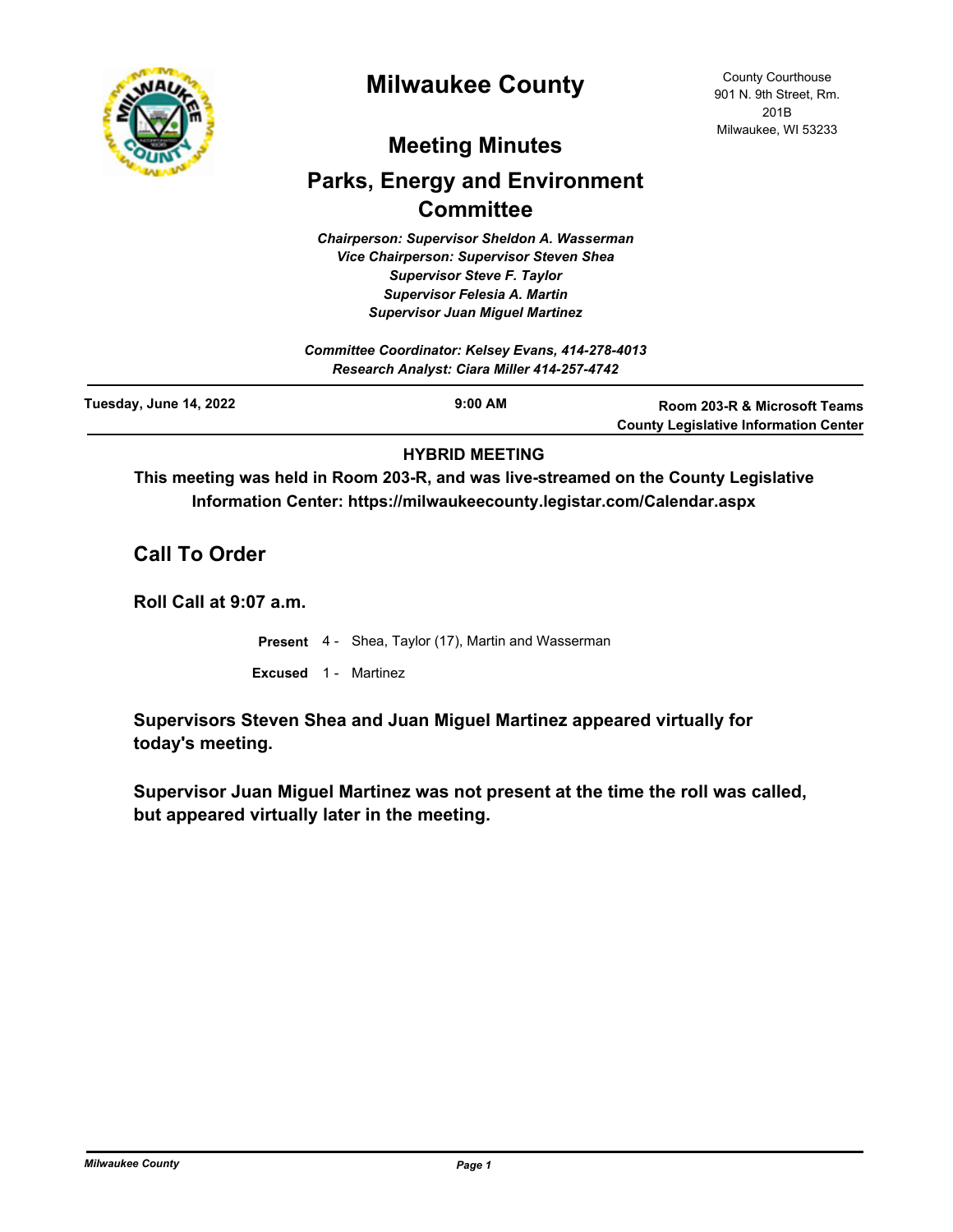# Milwaukee County

County Courthouse
901 N. 9th Street, Rm. 201B
Milwaukee, WI 53233

## Meeting Minutes

## Parks, Energy and Environment Committee

*Chairperson: Supervisor Sheldon A. Wasserman*
*Vice Chairperson: Supervisor Steven Shea*
*Supervisor Steve F. Taylor*
*Supervisor Felesia A. Martin*
*Supervisor Juan Miguel Martinez*

*Committee Coordinator: Kelsey Evans, 414-278-4013*
*Research Analyst: Ciara Miller 414-257-4742*

**Tuesday, June 14, 2022** | **9:00 AM** | **Room 203-R & Microsoft Teams County Legislative Information Center**

**HYBRID MEETING**

**This meeting was held in Room 203-R, and was live-streamed on the County Legislative Information Center: https://milwaukeecounty.legistar.com/Calendar.aspx**

## Call To Order

### Roll Call at 9:07 a.m.

**Present** 4 - Shea, Taylor (17), Martin and Wasserman

**Excused** 1 - Martinez

**Supervisors Steven Shea and Juan Miguel Martinez appeared virtually for today's meeting.**

**Supervisor Juan Miguel Martinez was not present at the time the roll was called, but appeared virtually later in the meeting.**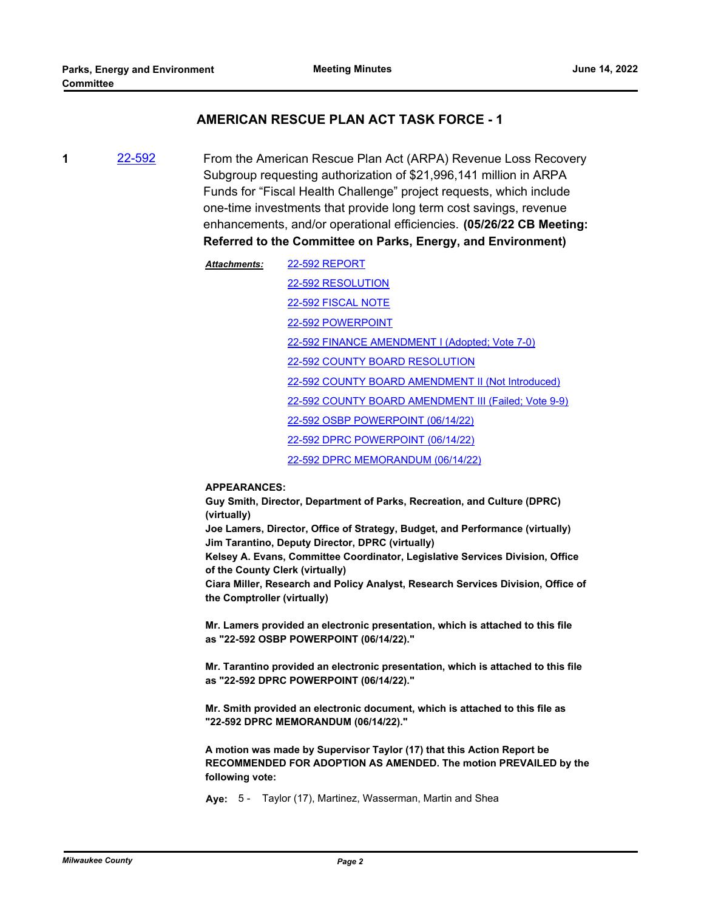## AMERICAN RESCUE PLAN ACT TASK FORCE - 1

**1** [22-592](22-592)

From the American Rescue Plan Act (ARPA) Revenue Loss Recovery Subgroup requesting authorization of $21,996,141 million in ARPA Funds for "Fiscal Health Challenge" project requests, which include one-time investments that provide long term cost savings, revenue enhancements, and/or operational efficiencies. **(05/26/22 CB Meeting: Referred to the Committee on Parks, Energy, and Environment)**

***Attachments:***
- 22-592 REPORT
- 22-592 RESOLUTION
- 22-592 FISCAL NOTE
- 22-592 POWERPOINT
- 22-592 FINANCE AMENDMENT I (Adopted; Vote 7-0)
- 22-592 COUNTY BOARD RESOLUTION
- 22-592 COUNTY BOARD AMENDMENT II (Not Introduced)
- 22-592 COUNTY BOARD AMENDMENT III (Failed; Vote 9-9)
- 22-592 OSBP POWERPOINT (06/14/22)
- 22-592 DPRC POWERPOINT (06/14/22)
- 22-592 DPRC MEMORANDUM (06/14/22)

**APPEARANCES:**
**Guy Smith, Director, Department of Parks, Recreation, and Culture (DPRC) (virtually)**
**Joe Lamers, Director, Office of Strategy, Budget, and Performance (virtually)**
**Jim Tarantino, Deputy Director, DPRC (virtually)**
**Kelsey A. Evans, Committee Coordinator, Legislative Services Division, Office of the County Clerk (virtually)**
**Ciara Miller, Research and Policy Analyst, Research Services Division, Office of the Comptroller (virtually)**

**Mr. Lamers provided an electronic presentation, which is attached to this file as "22-592 OSBP POWERPOINT (06/14/22)."**

**Mr. Tarantino provided an electronic presentation, which is attached to this file as "22-592 DPRC POWERPOINT (06/14/22)."**

**Mr. Smith provided an electronic document, which is attached to this file as "22-592 DPRC MEMORANDUM (06/14/22)."**

**A motion was made by Supervisor Taylor (17) that this Action Report be RECOMMENDED FOR ADOPTION AS AMENDED. The motion PREVAILED by the following vote:**

**Aye:** 5 - Taylor (17), Martinez, Wasserman, Martin and Shea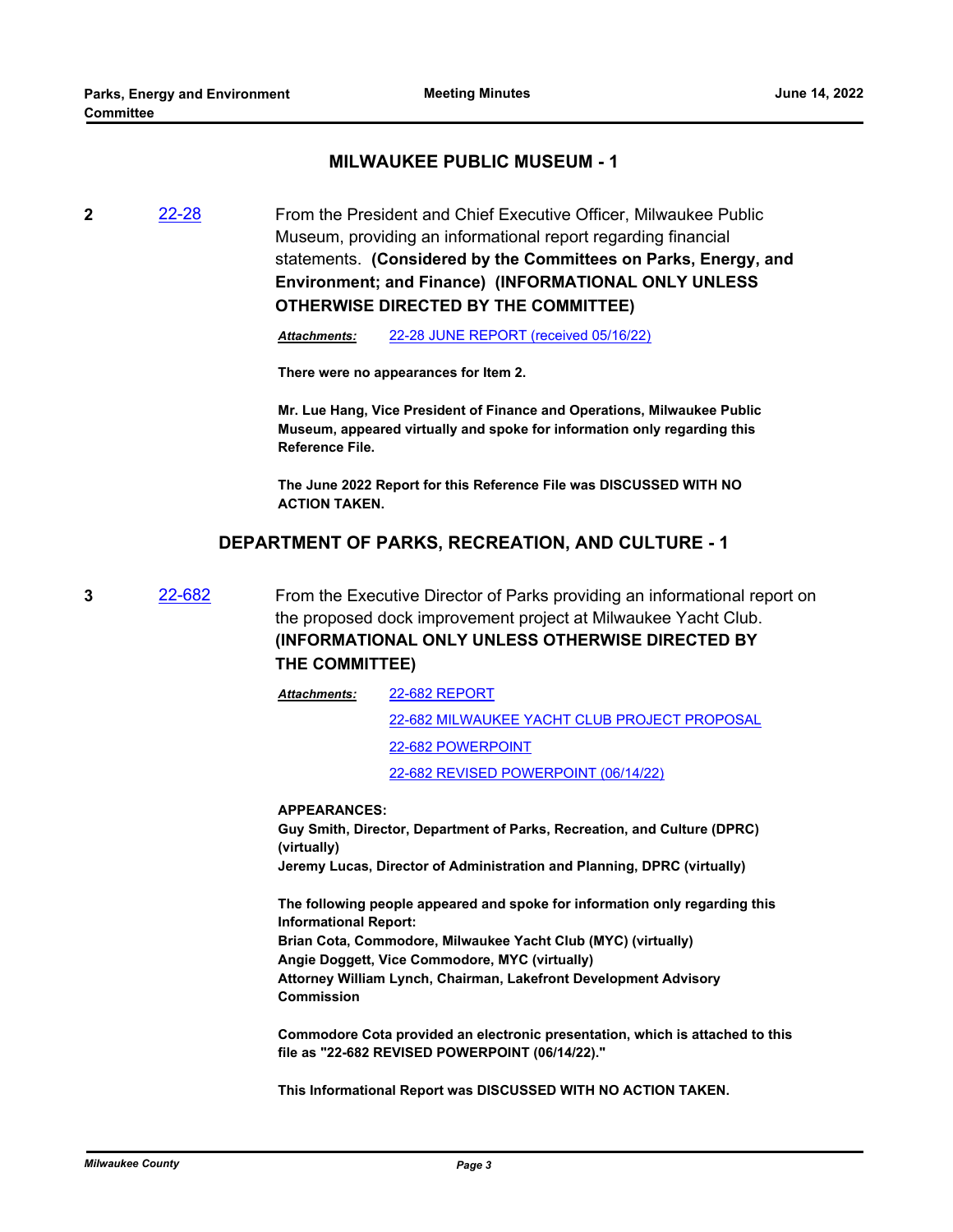## MILWAUKEE PUBLIC MUSEUM - 1

**2** [22-28](#)

From the President and Chief Executive Officer, Milwaukee Public Museum, providing an informational report regarding financial statements. **(Considered by the Committees on Parks, Energy, and Environment; and Finance) (INFORMATIONAL ONLY UNLESS OTHERWISE DIRECTED BY THE COMMITTEE)**

***Attachments:*** [22-28 JUNE REPORT (received 05/16/22)](#)

**There were no appearances for Item 2.**

**Mr. Lue Hang, Vice President of Finance and Operations, Milwaukee Public Museum, appeared virtually and spoke for information only regarding this Reference File.**

**The June 2022 Report for this Reference File was DISCUSSED WITH NO ACTION TAKEN.**

## DEPARTMENT OF PARKS, RECREATION, AND CULTURE - 1

**3** [22-682](#)

From the Executive Director of Parks providing an informational report on the proposed dock improvement project at Milwaukee Yacht Club. **(INFORMATIONAL ONLY UNLESS OTHERWISE DIRECTED BY THE COMMITTEE)**

***Attachments:*** [22-682 REPORT](#)

[22-682 MILWAUKEE YACHT CLUB PROJECT PROPOSAL](#)

[22-682 POWERPOINT](#)

[22-682 REVISED POWERPOINT (06/14/22)](#)

**APPEARANCES:**
**Guy Smith, Director, Department of Parks, Recreation, and Culture (DPRC) (virtually)**
**Jeremy Lucas, Director of Administration and Planning, DPRC (virtually)**

**The following people appeared and spoke for information only regarding this Informational Report:**
**Brian Cota, Commodore, Milwaukee Yacht Club (MYC) (virtually)**
**Angie Doggett, Vice Commodore, MYC (virtually)**
**Attorney William Lynch, Chairman, Lakefront Development Advisory Commission**

**Commodore Cota provided an electronic presentation, which is attached to this file as "22-682 REVISED POWERPOINT (06/14/22)."**

**This Informational Report was DISCUSSED WITH NO ACTION TAKEN.**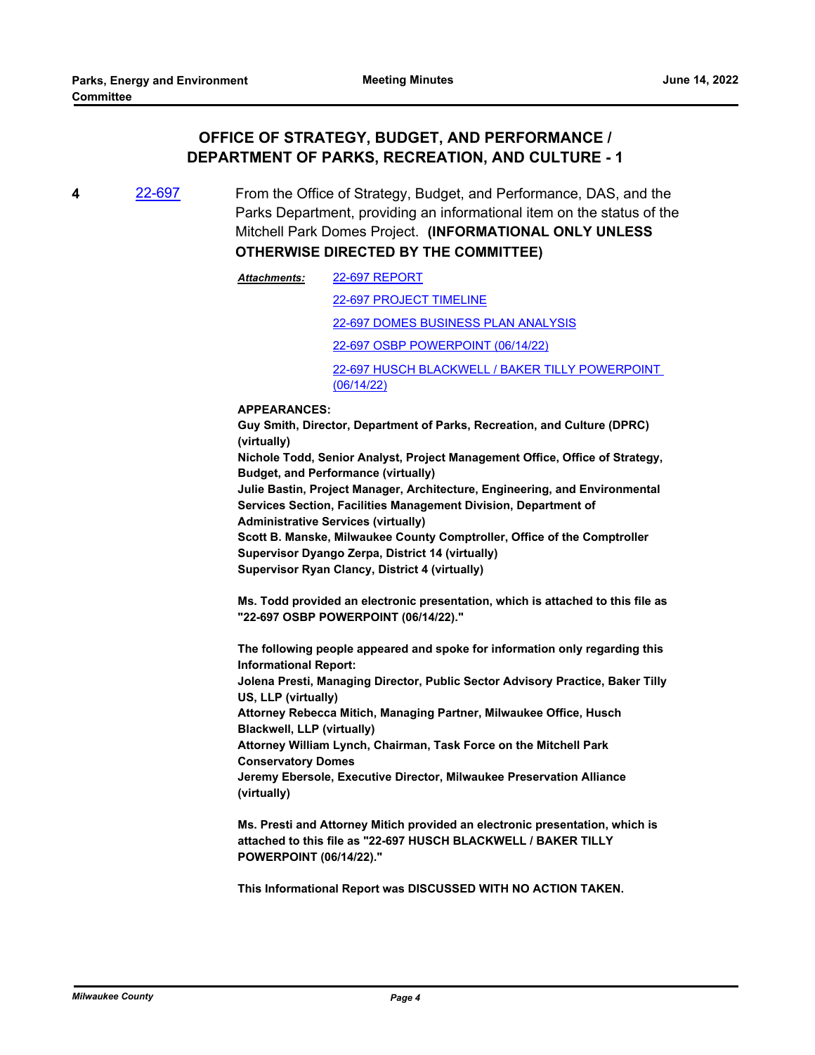## OFFICE OF STRATEGY, BUDGET, AND PERFORMANCE / DEPARTMENT OF PARKS, RECREATION, AND CULTURE - 1

**4** 22-697 From the Office of Strategy, Budget, and Performance, DAS, and the Parks Department, providing an informational item on the status of the Mitchell Park Domes Project. **(INFORMATIONAL ONLY UNLESS OTHERWISE DIRECTED BY THE COMMITTEE)**

***Attachments:***
22-697 REPORT
22-697 PROJECT TIMELINE
22-697 DOMES BUSINESS PLAN ANALYSIS
22-697 OSBP POWERPOINT (06/14/22)
22-697 HUSCH BLACKWELL / BAKER TILLY POWERPOINT (06/14/22)

**APPEARANCES:**
**Guy Smith, Director, Department of Parks, Recreation, and Culture (DPRC) (virtually)**
**Nichole Todd, Senior Analyst, Project Management Office, Office of Strategy, Budget, and Performance (virtually)**
**Julie Bastin, Project Manager, Architecture, Engineering, and Environmental Services Section, Facilities Management Division, Department of Administrative Services (virtually)**
**Scott B. Manske, Milwaukee County Comptroller, Office of the Comptroller**
**Supervisor Dyango Zerpa, District 14 (virtually)**
**Supervisor Ryan Clancy, District 4 (virtually)**

**Ms. Todd provided an electronic presentation, which is attached to this file as "22-697 OSBP POWERPOINT (06/14/22)."**

**The following people appeared and spoke for information only regarding this Informational Report:**
**Jolena Presti, Managing Director, Public Sector Advisory Practice, Baker Tilly US, LLP (virtually)**
**Attorney Rebecca Mitich, Managing Partner, Milwaukee Office, Husch Blackwell, LLP (virtually)**
**Attorney William Lynch, Chairman, Task Force on the Mitchell Park Conservatory Domes**
**Jeremy Ebersole, Executive Director, Milwaukee Preservation Alliance (virtually)**

**Ms. Presti and Attorney Mitich provided an electronic presentation, which is attached to this file as "22-697 HUSCH BLACKWELL / BAKER TILLY POWERPOINT (06/14/22)."**

**This Informational Report was DISCUSSED WITH NO ACTION TAKEN.**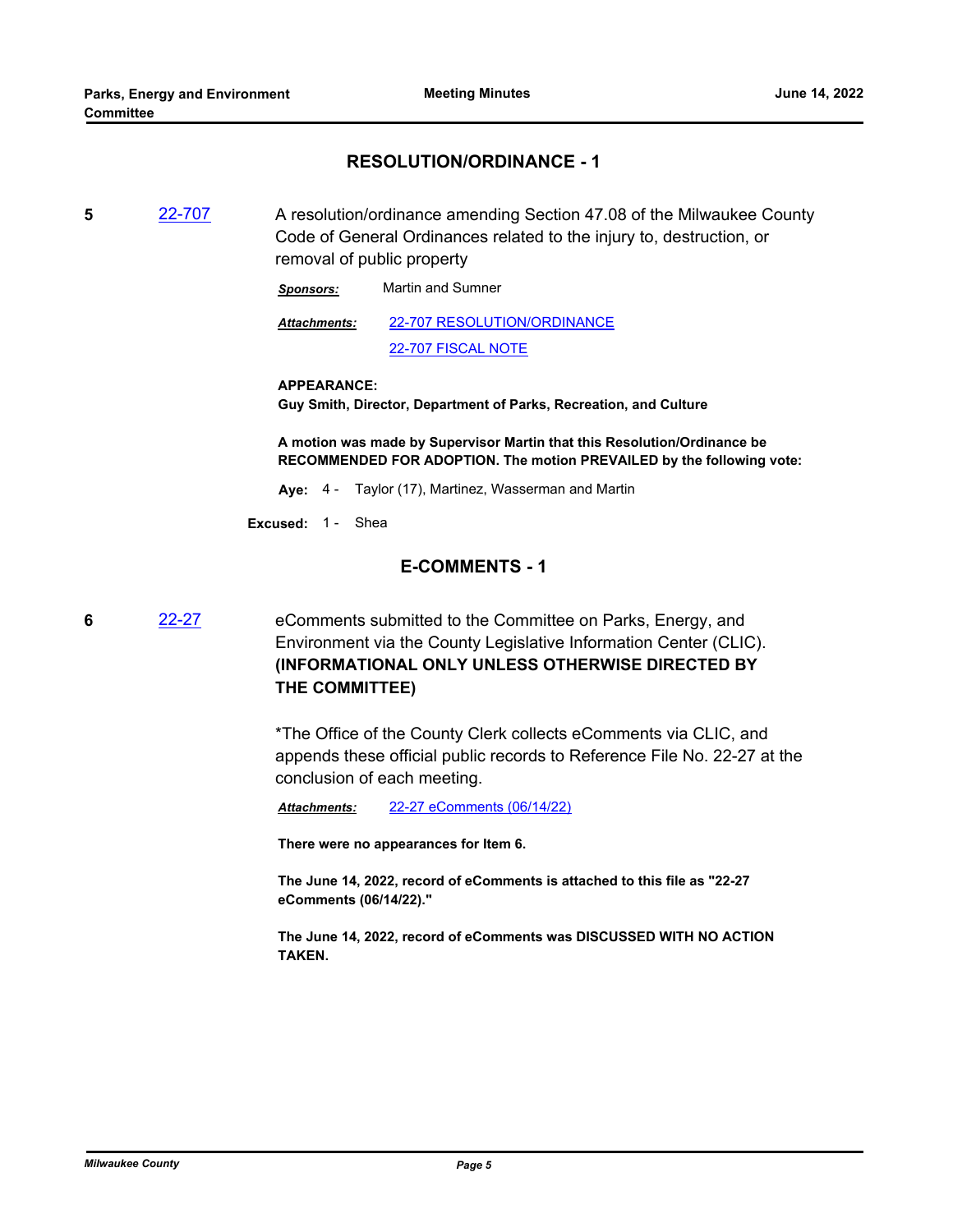## RESOLUTION/ORDINANCE - 1

**5** [22-707] A resolution/ordinance amending Section 47.08 of the Milwaukee County Code of General Ordinances related to the injury to, destruction, or removal of public property

***Sponsors:*** Martin and Sumner

***Attachments:*** 22-707 RESOLUTION/ORDINANCE
22-707 FISCAL NOTE

**APPEARANCE:**
**Guy Smith, Director, Department of Parks, Recreation, and Culture**

**A motion was made by Supervisor Martin that this Resolution/Ordinance be RECOMMENDED FOR ADOPTION. The motion PREVAILED by the following vote:**

**Aye:** 4 - Taylor (17), Martinez, Wasserman and Martin

**Excused:** 1 - Shea

## E-COMMENTS - 1

**6** [22-27] eComments submitted to the Committee on Parks, Energy, and Environment via the County Legislative Information Center (CLIC). **(INFORMATIONAL ONLY UNLESS OTHERWISE DIRECTED BY THE COMMITTEE)**

*The Office of the County Clerk collects eComments via CLIC, and appends these official public records to Reference File No. 22-27 at the conclusion of each meeting.

***Attachments:*** 22-27 eComments (06/14/22)

**There were no appearances for Item 6.**

**The June 14, 2022, record of eComments is attached to this file as "22-27 eComments (06/14/22)."**

**The June 14, 2022, record of eComments was DISCUSSED WITH NO ACTION TAKEN.**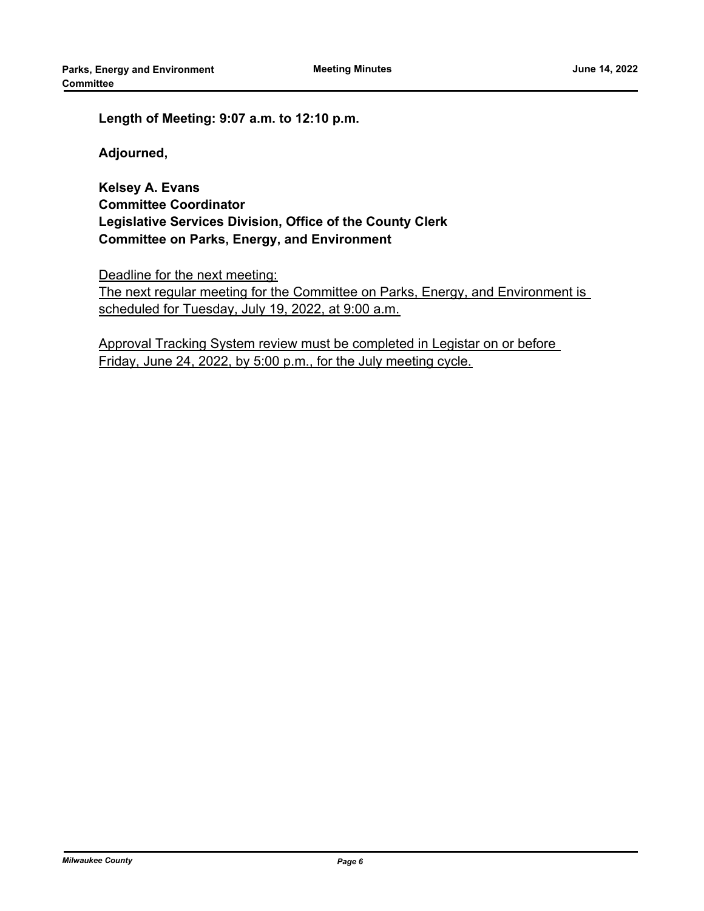**Length of Meeting: 9:07 a.m. to 12:10 p.m.**

**Adjourned,**

**Kelsey A. Evans**
**Committee Coordinator**
**Legislative Services Division, Office of the County Clerk**
**Committee on Parks, Energy, and Environment**

Deadline for the next meeting:
The next regular meeting for the Committee on Parks, Energy, and Environment is scheduled for Tuesday, July 19, 2022, at 9:00 a.m.

Approval Tracking System review must be completed in Legistar on or before Friday, June 24, 2022, by 5:00 p.m., for the July meeting cycle.